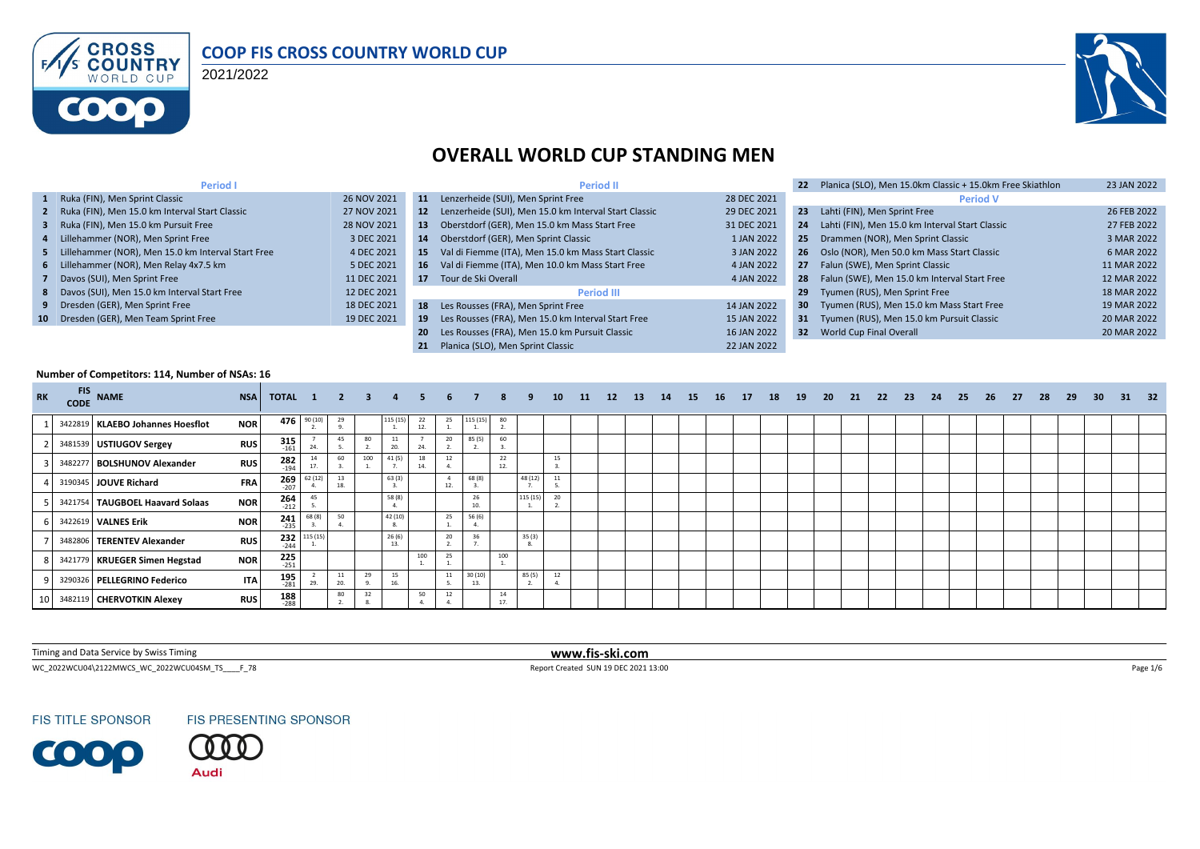# COOP FIS CROSS COUNTRY WORLD CUP

2021/2022

## OVERALL WORLD CUP STANDING MEN

| | Period I | |
|---|---|---|
| 1 | Ruka (FIN), Men Sprint Classic | 26 NOV 2021 |
| 2 | Ruka (FIN), Men 15.0 km Interval Start Classic | 27 NOV 2021 |
| 3 | Ruka (FIN), Men 15.0 km Pursuit Free | 28 NOV 2021 |
| 4 | Lillehammer (NOR), Men Sprint Free | 3 DEC 2021 |
| 5 | Lillehammer (NOR), Men 15.0 km Interval Start Free | 4 DEC 2021 |
| 6 | Lillehammer (NOR), Men Relay 4x7.5 km | 5 DEC 2021 |
| 7 | Davos (SUI), Men Sprint Free | 11 DEC 2021 |
| 8 | Davos (SUI), Men 15.0 km Interval Start Free | 12 DEC 2021 |
| 9 | Dresden (GER), Men Sprint Free | 18 DEC 2021 |
| 10 | Dresden (GER), Men Team Sprint Free | 19 DEC 2021 |

| | Period II | |
|---|---|---|
| 11 | Lenzerheide (SUI), Men Sprint Free | 28 DEC 2021 |
| 12 | Lenzerheide (SUI), Men 15.0 km Interval Start Classic | 29 DEC 2021 |
| 13 | Oberstdorf (GER), Men 15.0 km Mass Start Free | 31 DEC 2021 |
| 14 | Oberstdorf (GER), Men Sprint Classic | 1 JAN 2022 |
| 15 | Val di Fiemme (ITA), Men 15.0 km Mass Start Classic | 3 JAN 2022 |
| 16 | Val di Fiemme (ITA), Men 10.0 km Mass Start Free | 4 JAN 2022 |
| 17 | Tour de Ski Overall | 4 JAN 2022 |

| | Period III | |
|---|---|---|
| 18 | Les Rousses (FRA), Men Sprint Free | 14 JAN 2022 |
| 19 | Les Rousses (FRA), Men 15.0 km Interval Start Free | 15 JAN 2022 |
| 20 | Les Rousses (FRA), Men 15.0 km Pursuit Classic | 16 JAN 2022 |
| 21 | Planica (SLO), Men Sprint Classic | 22 JAN 2022 |
| 22 | Planica (SLO), Men 15.0km Classic + 15.0km Free Skiathlon | 23 JAN 2022 |

| | Period V | |
|---|---|---|
| 23 | Lahti (FIN), Men Sprint Free | 26 FEB 2022 |
| 24 | Lahti (FIN), Men 15.0 km Interval Start Classic | 27 FEB 2022 |
| 25 | Drammen (NOR), Men Sprint Classic | 3 MAR 2022 |
| 26 | Oslo (NOR), Men 50.0 km Mass Start Classic | 6 MAR 2022 |
| 27 | Falun (SWE), Men Sprint Classic | 11 MAR 2022 |
| 28 | Falun (SWE), Men 15.0 km Interval Start Free | 12 MAR 2022 |
| 29 | Tyumen (RUS), Men Sprint Free | 18 MAR 2022 |
| 30 | Tyumen (RUS), Men 15.0 km Mass Start Free | 19 MAR 2022 |
| 31 | Tyumen (RUS), Men 15.0 km Pursuit Classic | 20 MAR 2022 |
| 32 | World Cup Final Overall | 20 MAR 2022 |

**Number of Competitors: 114, Number of NSAs: 16**

| RK | FIS CODE | NAME | NSA | TOTAL | 1 | 2 | 3 | 4 | 5 | 6 | 7 | 8 | 9 | 10 | 11 | 12 | 13 | 14 | 15 | 16 | 17 | 18 | 19 | 20 | 21 | 22 | 23 | 24 | 25 | 26 | 27 | 28 | 29 | 30 | 31 | 32 |
|---|---|---|---|---|---|---|---|---|---|---|---|---|---|---|---|---|---|---|---|---|---|---|---|---|---|---|---|---|---|---|---|---|---|---|---|---|
| 1 | 3422819 | **KLAEBO Johannes Hoesflot** | NOR | 476 | 90 (10) 2. | 29 9. | | 115 (15) 1. | 22 12. | 25 1. | 115 (15) 1. | 80 2. | | | | | | | | | | | | | | | | | | | | | | | | |
| 2 | 3481539 | **USTIUGOV Sergey** | RUS | 315 -161 | 7 24. | 45 5. | 80 2. | 11 20. | 7 24. | 20 2. | 85 (5) 2. | 60 3. | | | | | | | | | | | | | | | | | | | | | | | | |
| 3 | 3482277 | **BOLSHUNOV Alexander** | RUS | 282 -194 | 14 17. | 60 3. | 100 1. | 41 (5) 7. | 18 14. | 12 4. | | 22 12. | | 15 3. | | | | | | | | | | | | | | | | | | | | | | |
| 4 | 3190345 | **JOUVE Richard** | FRA | 269 -207 | 62 (12) 4. | 13 18. | | 63 (3) 3. | | 4 12. | 68 (8) 3. | | 48 (12) 7. | 11 5. | | | | | | | | | | | | | | | | | | | | | | |
| 5 | 3421754 | **TAUGBOEL Haavard Solaas** | NOR | 264 -212 | 45 5. | | | 58 (8) 4. | | | 26 10. | | 115 (15) 1. | 20 2. | | | | | | | | | | | | | | | | | | | | | | |
| 6 | 3422619 | **VALNES Erik** | NOR | 241 -235 | 68 (8) 3. | 50 4. | | 42 (10) 8. | | 25 1. | 56 (6) 4. | | | | | | | | | | | | | | | | | | | | | | | | | |
| 7 | 3482806 | **TERENTEV Alexander** | RUS | 232 -244 | 115 (15) 1. | | | 26 (6) 13. | | 20 2. | 36 7. | | 35 (3) 8. | | | | | | | | | | | | | | | | | | | | | | | |
| 8 | 3421779 | **KRUEGER Simen Hegstad** | NOR | 225 -251 | | | | | 100 1. | 25 1. | | 100 1. | | | | | | | | | | | | | | | | | | | | | | | | |
| 9 | 3290326 | **PELLEGRINO Federico** | ITA | 195 -281 | 2 29. | 11 20. | 29 9. | 15 16. | | 11 5. | 30 (10) 13. | | 85 (5) 2. | 12 4. | | | | | | | | | | | | | | | | | | | | | | |
| 10 | 3482119 | **CHERVOTKIN Alexey** | RUS | 188 -288 | | 80 2. | 32 8. | | 50 4. | 12 4. | | 14 17. | | | | | | | | | | | | | | | | | | | | | | | | |

Timing and Data Service by Swiss Timing

www.fis-ski.com

WC_2022WCU04\2122MWCS_WC_2022WCU04SM_TS____F_78

Report Created SUN 19 DEC 2021 13:00

FIS TITLE SPONSOR

FIS PRESENTING SPONSOR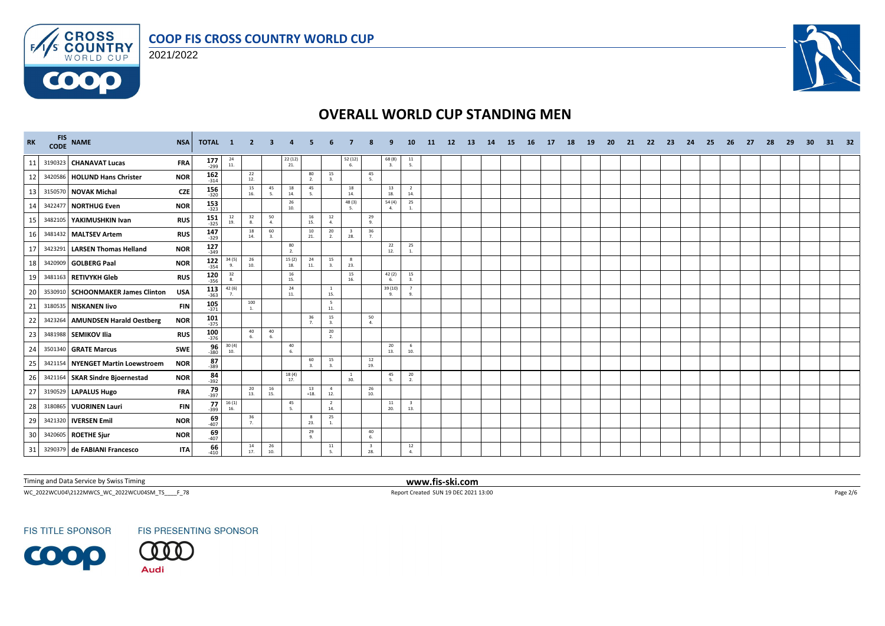# COOP FIS CROSS COUNTRY WORLD CUP

2021/2022

## OVERALL WORLD CUP STANDING MEN

| RK | FIS CODE | NAME | NSA | TOTAL | 1 | 2 | 3 | 4 | 5 | 6 | 7 | 8 | 9 | 10 | 11 | 12 | 13 | 14 | 15 | 16 | 17 | 18 | 19 | 20 | 21 | 22 | 23 | 24 | 25 | 26 | 27 | 28 | 29 | 30 | 31 | 32 |
|---|---|---|---|---|---|---|---|---|---|---|---|---|---|---|---|---|---|---|---|---|---|---|---|---|---|---|---|---|---|---|---|---|---|---|---|---|
| 11 | 3190323 | **CHANAVAT Lucas** | FRA | 177 -299 | 24 11. | | | 22 (12) 21. | | | 52 (12) 6. | | 68 (8) 3. | 11 5. | | | | | | | | | | | | | | | | | | | | | | |
| 12 | 3420586 | **HOLUND Hans Christer** | NOR | 162 -314 | | 22 12. | | | 80 2. | 15 3. | | 45 5. | | | | | | | | | | | | | | | | | | | | | | | | |
| 13 | 3150570 | **NOVAK Michal** | CZE | 156 -320 | | 15 16. | 45 5. | 18 14. | 45 5. | | 18 14. | | 13 18. | 2 14. | | | | | | | | | | | | | | | | | | | | | | |
| 14 | 3422477 | **NORTHUG Even** | NOR | 153 -323 | | | | 26 10. | | | 48 (3) 5. | | 54 (4) 4. | 25 1. | | | | | | | | | | | | | | | | | | | | | | |
| 15 | 3482105 | **YAKIMUSHKIN Ivan** | RUS | 151 -325 | 12 19. | 32 8. | 50 4. | | 16 15. | 12 4. | | 29 9. | | | | | | | | | | | | | | | | | | | | | | | | |
| 16 | 3481432 | **MALTSEV Artem** | RUS | 147 -329 | | 18 14. | 60 3. | | 10 21. | 20 2. | 3 28. | 36 7. | | | | | | | | | | | | | | | | | | | | | | | | |
| 17 | 3423291 | **LARSEN Thomas Helland** | NOR | 127 -349 | | | | 80 2. | | | | | 22 12. | 25 1. | | | | | | | | | | | | | | | | | | | | | | |
| 18 | 3420909 | **GOLBERG Paal** | NOR | 122 -354 | 34 (5) 9. | 26 10. | | 15 (2) 18. | 24 11. | 15 3. | 8 23. | | | | | | | | | | | | | | | | | | | | | | | | | |
| 19 | 3481163 | **RETIVYKH Gleb** | RUS | 120 -356 | 32 8. | | | 16 15. | | | 15 16. | | 42 (2) 6. | 15 3. | | | | | | | | | | | | | | | | | | | | | | |
| 20 | 3530910 | **SCHOONMAKER James Clinton** | USA | 113 -363 | 42 (6) 7. | | | 24 11. | | 1 15. | | | 39 (10) 9. | 7 9. | | | | | | | | | | | | | | | | | | | | | | |
| 21 | 3180535 | **NISKANEN Iivo** | FIN | 105 -371 | | 100 1. | | | | 5 11. | | | | | | | | | | | | | | | | | | | | | | | | | | |
| 22 | 3423264 | **AMUNDSEN Harald Oestberg** | NOR | 101 -375 | | | | | 36 7. | 15 3. | | 50 4. | | | | | | | | | | | | | | | | | | | | | | | | |
| 23 | 3481988 | **SEMIKOV Ilia** | RUS | 100 -376 | | 40 6. | 40 6. | | | 20 2. | | | | | | | | | | | | | | | | | | | | | | | | | | |
| 24 | 3501340 | **GRATE Marcus** | SWE | 96 -380 | 30 (4) 10. | | | 40 6. | | | | | 20 13. | 6 10. | | | | | | | | | | | | | | | | | | | | | | |
| 25 | 3421154 | **NYENGET Martin Loewstroem** | NOR | 87 -389 | | | | | 60 3. | 15 3. | | 12 19. | | | | | | | | | | | | | | | | | | | | | | | | |
| 26 | 3421164 | **SKAR Sindre Bjoernestad** | NOR | 84 -392 | | | | 18 (4) 17. | | | 1 30. | | 45 5. | 20 2. | | | | | | | | | | | | | | | | | | | | | | |
| 27 | 3190529 | **LAPALUS Hugo** | FRA | 79 -397 | | 20 13. | 16 15. | | 13 =18. | 4 12. | | 26 10. | | | | | | | | | | | | | | | | | | | | | | | | |
| 28 | 3180865 | **VUORINEN Lauri** | FIN | 77 -399 | 16 (1) 16. | | | 45 5. | | 2 14. | | | 11 20. | 3 13. | | | | | | | | | | | | | | | | | | | | | | |
| 29 | 3421320 | **IVERSEN Emil** | NOR | 69 -407 | | 36 7. | | | 8 23. | 25 1. | | | | | | | | | | | | | | | | | | | | | | | | | | |
| 30 | 3420605 | **ROETHE Sjur** | NOR | 69 -407 | | | | | 29 9. | | | 40 6. | | | | | | | | | | | | | | | | | | | | | | | | |
| 31 | 3290379 | **de FABIANI Francesco** | ITA | 66 -410 | | 14 17. | 26 10. | | | 11 5. | | 3 28. | | 12 4. | | | | | | | | | | | | | | | | | | | | | | |

Timing and Data Service by Swiss Timing — www.fis-ski.com

WC_2022WCU04\2122MWCS_WC_2022WCU04SM_TS____F_78 — Report Created SUN 19 DEC 2021 13:00

FIS TITLE SPONSOR — FIS PRESENTING SPONSOR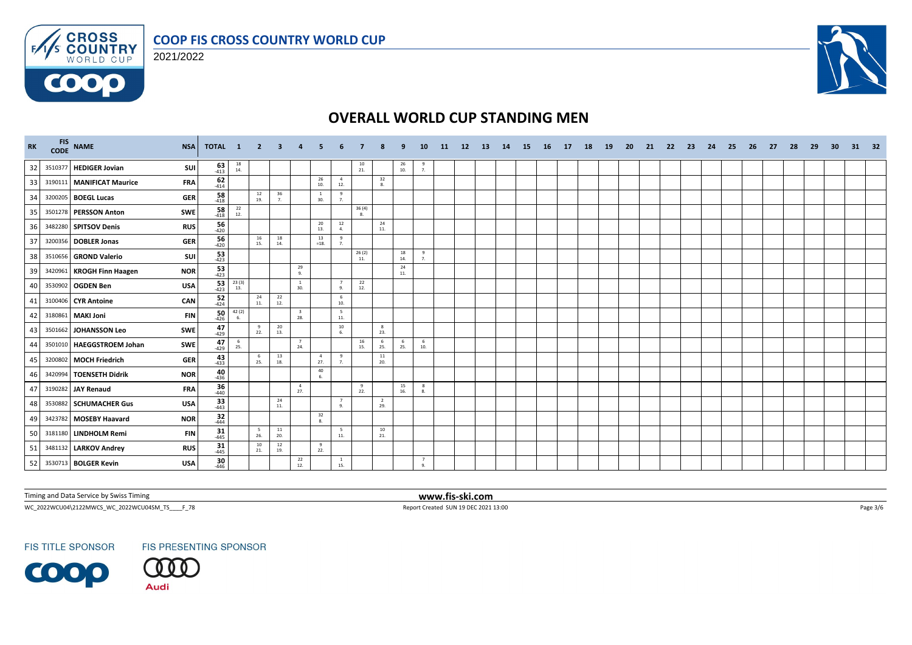# COOP FIS CROSS COUNTRY WORLD CUP

2021/2022

## OVERALL WORLD CUP STANDING MEN

| RK | FIS CODE | NAME | NSA | TOTAL | 1 | 2 | 3 | 4 | 5 | 6 | 7 | 8 | 9 | 10 | 11 | 12 | 13 | 14 | 15 | 16 | 17 | 18 | 19 | 20 | 21 | 22 | 23 | 24 | 25 | 26 | 27 | 28 | 29 | 30 | 31 | 32 |
|---|---|---|---|---|---|---|---|---|---|---|---|---|---|---|---|---|---|---|---|---|---|---|---|---|---|---|---|---|---|---|---|---|---|---|---|---|
| 32 | 3510377 | HEDIGER Jovian | SUI | 63 -413 | 18 14. | | | | | | 10 21. | | 26 10. | 9 7. | | | | | | | | | | | | | | | | | | | | | | |
| 33 | 3190111 | MANIFICAT Maurice | FRA | 62 -414 | | | | | 26 10. | 4 12. | | 32 8. | | | | | | | | | | | | | | | | | | | | | | | | |
| 34 | 3200205 | BOEGL Lucas | GER | 58 -418 | | 12 19. | 36 7. | | 1 30. | 9 7. | | | | | | | | | | | | | | | | | | | | | | | | | | |
| 35 | 3501278 | PERSSON Anton | SWE | 58 -418 | 22 12. | | | | | | 36 (4) 8. | | | | | | | | | | | | | | | | | | | | | | | | | |
| 36 | 3482280 | SPITSOV Denis | RUS | 56 -420 | | | | | 20 13. | 12 4. | | 24 11. | | | | | | | | | | | | | | | | | | | | | | | | |
| 37 | 3200356 | DOBLER Jonas | GER | 56 -420 | | 16 15. | 18 14. | | 13 =18. | 9 7. | | | | | | | | | | | | | | | | | | | | | | | | | | |
| 38 | 3510656 | GROND Valerio | SUI | 53 -423 | | | | | | | 26 (2) 11. | | 18 14. | 9 7. | | | | | | | | | | | | | | | | | | | | | | |
| 39 | 3420961 | KROGH Finn Haagen | NOR | 53 -423 | | | | 29 9. | | | | | 24 11. | | | | | | | | | | | | | | | | | | | | | | | |
| 40 | 3530902 | OGDEN Ben | USA | 53 -423 | 23 (3) 13. | | | 1 30. | | 7 9. | 22 12. | | | | | | | | | | | | | | | | | | | | | | | | | |
| 41 | 3100406 | CYR Antoine | CAN | 52 -424 | | 24 11. | 22 12. | | | 6 10. | | | | | | | | | | | | | | | | | | | | | | | | | | |
| 42 | 3180861 | MAKI Joni | FIN | 50 -426 | 42 (2) 6. | | | 3 28. | | 5 11. | | | | | | | | | | | | | | | | | | | | | | | | | | |
| 43 | 3501662 | JOHANSSON Leo | SWE | 47 -429 | | 9 22. | 20 13. | | | 10 6. | | 8 23. | | | | | | | | | | | | | | | | | | | | | | | | |
| 44 | 3501010 | HAEGGSTROEM Johan | SWE | 47 -429 | 6 25. | | | 7 24. | | | 16 15. | 6 25. | 6 25. | 6 10. | | | | | | | | | | | | | | | | | | | | | | |
| 45 | 3200802 | MOCH Friedrich | GER | 43 -433 | | 6 25. | 13 18. | | 4 27. | 9 7. | | 11 20. | | | | | | | | | | | | | | | | | | | | | | | | |
| 46 | 3420994 | TOENSETH Didrik | NOR | 40 -436 | | | | | 40 6. | | | | | | | | | | | | | | | | | | | | | | | | | | | |
| 47 | 3190282 | JAY Renaud | FRA | 36 -440 | | | | 4 27. | | | 9 22. | | 15 16. | 8 8. | | | | | | | | | | | | | | | | | | | | | | |
| 48 | 3530882 | SCHUMACHER Gus | USA | 33 -443 | | | 24 11. | | | 7 9. | | 2 29. | | | | | | | | | | | | | | | | | | | | | | | | |
| 49 | 3423782 | MOSEBY Haavard | NOR | 32 -444 | | | | | 32 8. | | | | | | | | | | | | | | | | | | | | | | | | | | | |
| 50 | 3181180 | LINDHOLM Remi | FIN | 31 -445 | | 5 26. | 11 20. | | | 5 11. | | 10 21. | | | | | | | | | | | | | | | | | | | | | | | | |
| 51 | 3481132 | LARKOV Andrey | RUS | 31 -445 | | 10 21. | 12 19. | | 9 22. | | | | | | | | | | | | | | | | | | | | | | | | | | | |
| 52 | 3530713 | BOLGER Kevin | USA | 30 -446 | | | | 22 12. | | 1 15. | | | | 7 9. | | | | | | | | | | | | | | | | | | | | | | |

Timing and Data Service by Swiss Timing

www.fis-ski.com

WC_2022WCU04\2122MWCS_WC_2022WCU04SM_TS____F_78

Report Created SUN 19 DEC 2021 13:00

FIS TITLE SPONSOR

FIS PRESENTING SPONSOR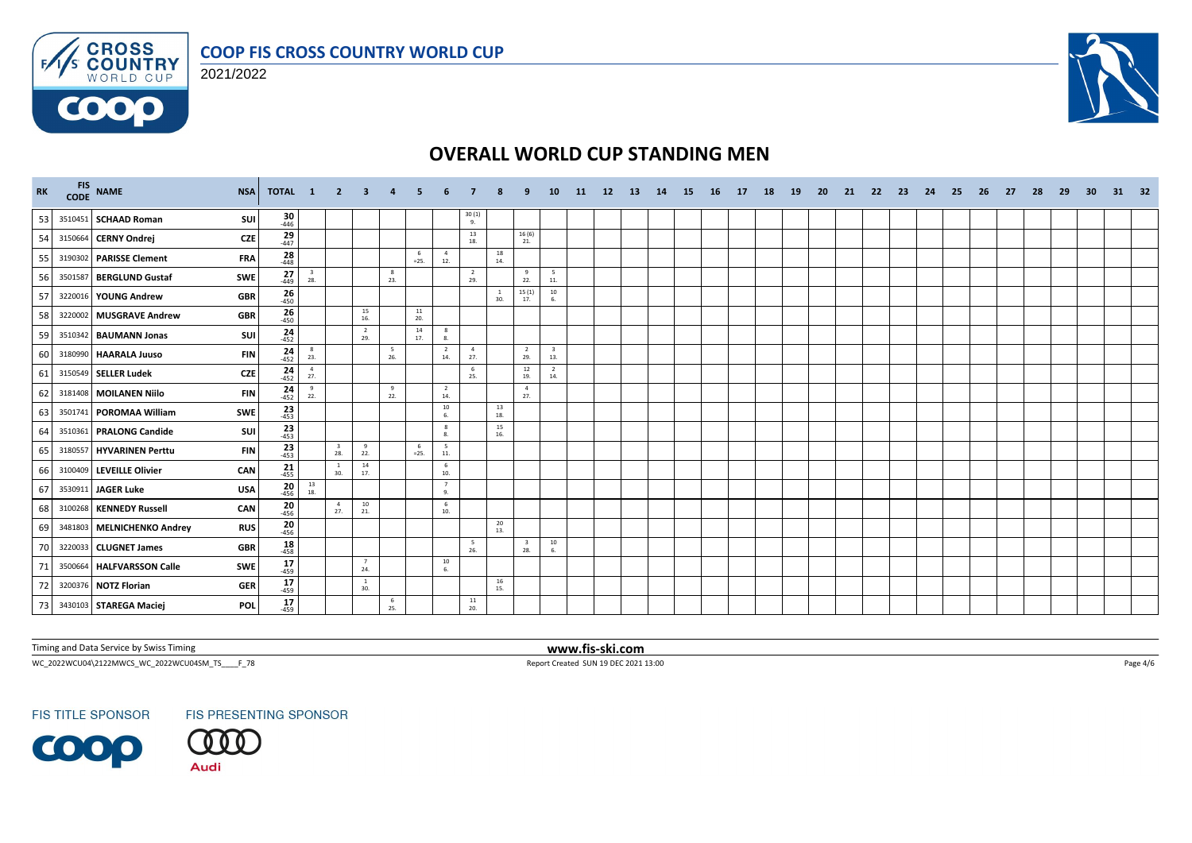# COOP FIS CROSS COUNTRY WORLD CUP

2021/2022

## OVERALL WORLD CUP STANDING MEN

| RK | FIS CODE | NAME | NSA | TOTAL | 1 | 2 | 3 | 4 | 5 | 6 | 7 | 8 | 9 | 10 | 11 | 12 | 13 | 14 | 15 | 16 | 17 | 18 | 19 | 20 | 21 | 22 | 23 | 24 | 25 | 26 | 27 | 28 | 29 | 30 | 31 | 32 |
|---|---|---|---|---|---|---|---|---|---|---|---|---|---|---|---|---|---|---|---|---|---|---|---|---|---|---|---|---|---|---|---|---|---|---|---|---|
| 53 | 3510451 | SCHAAD Roman | SUI | 30 -446 | | | | | | | 30 (1) 9. | | | | | | | | | | | | | | | | | | | | | | | | | |
| 54 | 3150664 | CERNY Ondrej | CZE | 29 -447 | | | | | | | 13 18. | | 16 (6) 21. | | | | | | | | | | | | | | | | | | | | | | | |
| 55 | 3190302 | PARISSE Clement | FRA | 28 -448 | | | | | 6 =25. | 4 12. | | 18 14. | | | | | | | | | | | | | | | | | | | | | | | | |
| 56 | 3501587 | BERGLUND Gustaf | SWE | 27 -449 | 3 28. | | | 8 23. | | | 2 29. | | 9 22. | 5 11. | | | | | | | | | | | | | | | | | | | | | | |
| 57 | 3220016 | YOUNG Andrew | GBR | 26 -450 | | | | | | | | 1 30. | 15 (1) 17. | 10 6. | | | | | | | | | | | | | | | | | | | | | | |
| 58 | 3220002 | MUSGRAVE Andrew | GBR | 26 -450 | | | 15 16. | | 11 20. | | | | | | | | | | | | | | | | | | | | | | | | | | | |
| 59 | 3510342 | BAUMANN Jonas | SUI | 24 -452 | | | 2 29. | | 14 17. | 8 8. | | | | | | | | | | | | | | | | | | | | | | | | | | |
| 60 | 3180990 | HAARALA Juuso | FIN | 24 -452 | 8 23. | | | 5 26. | | 2 14. | 4 27. | | 2 29. | 3 13. | | | | | | | | | | | | | | | | | | | | | | |
| 61 | 3150549 | SELLER Ludek | CZE | 24 -452 | 4 27. | | | | | | 6 25. | | 12 19. | 2 14. | | | | | | | | | | | | | | | | | | | | | | |
| 62 | 3181408 | MOILANEN Niilo | FIN | 24 -452 | 9 22. | | | 9 22. | | 2 14. | | | 4 27. | | | | | | | | | | | | | | | | | | | | | | | |
| 63 | 3501741 | POROMAA William | SWE | 23 -453 | | | | | | 10 6. | | 13 18. | | | | | | | | | | | | | | | | | | | | | | | | |
| 64 | 3510361 | PRALONG Candide | SUI | 23 -453 | | | | | | 8 8. | | 15 16. | | | | | | | | | | | | | | | | | | | | | | | | |
| 65 | 3180557 | HYVARINEN Perttu | FIN | 23 -453 | | 3 28. | 9 22. | | 6 =25. | 5 11. | | | | | | | | | | | | | | | | | | | | | | | | | | |
| 66 | 3100409 | LEVEILLE Olivier | CAN | 21 -455 | | 1 30. | 14 17. | | | 6 10. | | | | | | | | | | | | | | | | | | | | | | | | | | |
| 67 | 3530911 | JAGER Luke | USA | 20 -456 | 13 18. | | | | | 7 9. | | | | | | | | | | | | | | | | | | | | | | | | | | |
| 68 | 3100268 | KENNEDY Russell | CAN | 20 -456 | | 4 27. | 10 21. | | | 6 10. | | | | | | | | | | | | | | | | | | | | | | | | | | |
| 69 | 3481803 | MELNICHENKO Andrey | RUS | 20 -456 | | | | | | | | 20 13. | | | | | | | | | | | | | | | | | | | | | | | | |
| 70 | 3220033 | CLUGNET James | GBR | 18 -458 | | | | | | | 5 26. | | 3 28. | 10 6. | | | | | | | | | | | | | | | | | | | | | | |
| 71 | 3500664 | HALFVARSSON Calle | SWE | 17 -459 | | | 7 24. | | | 10 6. | | | | | | | | | | | | | | | | | | | | | | | | | | |
| 72 | 3200376 | NOTZ Florian | GER | 17 -459 | | | 1 30. | | | | | 16 15. | | | | | | | | | | | | | | | | | | | | | | | | |
| 73 | 3430103 | STAREGA Maciej | POL | 17 -459 | | | | 6 25. | | | 11 20. | | | | | | | | | | | | | | | | | | | | | | | | | |

Timing and Data Service by Swiss Timing

www.fis-ski.com

WC_2022WCU04\2122MWCS_WC_2022WCU04SM_TS____F_78

Report Created SUN 19 DEC 2021 13:00

FIS TITLE SPONSOR

FIS PRESENTING SPONSOR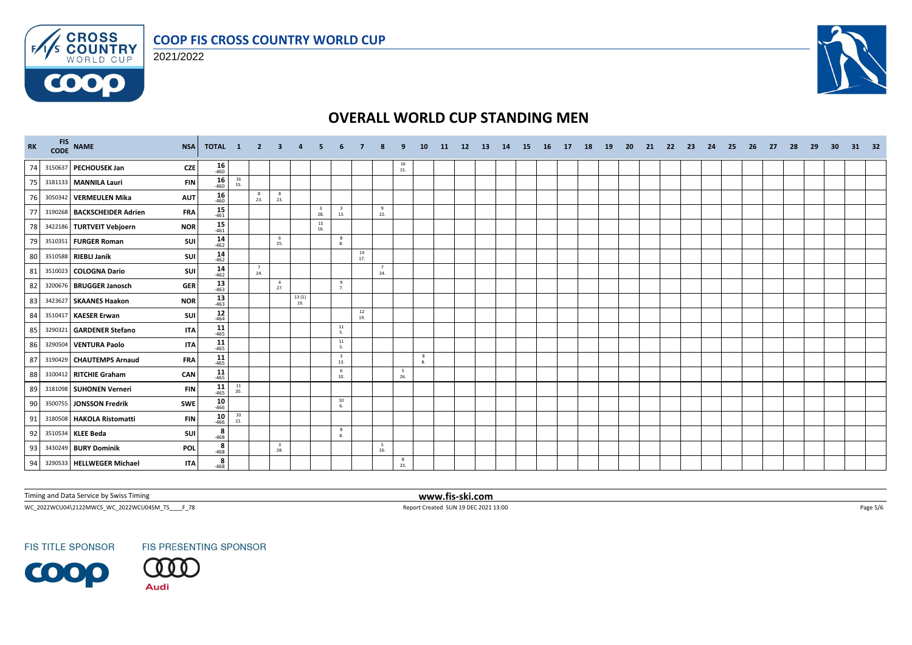# COOP FIS CROSS COUNTRY WORLD CUP

2021/2022

## OVERALL WORLD CUP STANDING MEN

| RK | FIS CODE | NAME | NSA | TOTAL | 1 | 2 | 3 | 4 | 5 | 6 | 7 | 8 | 9 | 10 | 11 | 12 | 13 | 14 | 15 | 16 | 17 | 18 | 19 | 20 | 21 | 22 | 23 | 24 | 25 | 26 | 27 | 28 | 29 | 30 | 31 | 32 |
|---|---|---|---|---|---|---|---|---|---|---|---|---|---|---|---|---|---|---|---|---|---|---|---|---|---|---|---|---|---|---|---|---|---|---|---|---|
| 74 | 3150637 | PECHOUSEK Jan | CZE | 16 -460 | | | | | | | | | 16 15. | | | | | | | | | | | | | | | | | | | | | | | |
| 75 | 3181133 | MANNILA Lauri | FIN | 16 -460 | 16 15. | | | | | | | | | | | | | | | | | | | | | | | | | | | | | | | |
| 76 | 3050342 | VERMEULEN Mika | AUT | 16 -460 | | 8 23. | 8 23. | | | | | | | | | | | | | | | | | | | | | | | | | | | | | |
| 77 | 3190268 | BACKSCHEIDER Adrien | FRA | 15 -461 | | | | | 3 28. | 3 13. | | 9 22. | | | | | | | | | | | | | | | | | | | | | | | | |
| 78 | 3422186 | TURTVEIT Vebjoern | NOR | 15 -461 | | | | | 15 16. | | | | | | | | | | | | | | | | | | | | | | | | | | | |
| 79 | 3510351 | FURGER Roman | SUI | 14 -462 | | | 6 25. | | | 8 8. | | | | | | | | | | | | | | | | | | | | | | | | | | |
| 80 | 3510588 | RIEBLI Janik | SUI | 14 -462 | | | | | | | 14 17. | | | | | | | | | | | | | | | | | | | | | | | | | |
| 81 | 3510023 | COLOGNA Dario | SUI | 14 -462 | | 7 24. | | | | | | 7 24. | | | | | | | | | | | | | | | | | | | | | | | | |
| 82 | 3200676 | BRUGGER Janosch | GER | 13 -463 | | | 4 27. | | | 9 7. | | | | | | | | | | | | | | | | | | | | | | | | | | |
| 83 | 3423627 | SKAANES Haakon | NOR | 13 -463 | | | | 13 (1) 19. | | | | | | | | | | | | | | | | | | | | | | | | | | | | |
| 84 | 3510417 | KAESER Erwan | SUI | 12 -464 | | | | | | | 12 19. | | | | | | | | | | | | | | | | | | | | | | | | | |
| 85 | 3290321 | GARDENER Stefano | ITA | 11 -465 | | | | | | 11 5. | | | | | | | | | | | | | | | | | | | | | | | | | | |
| 86 | 3290504 | VENTURA Paolo | ITA | 11 -465 | | | | | | 11 5. | | | | | | | | | | | | | | | | | | | | | | | | | | |
| 87 | 3190429 | CHAUTEMPS Arnaud | FRA | 11 -465 | | | | | | 3 13. | | | | 8 8. | | | | | | | | | | | | | | | | | | | | | | |
| 88 | 3100412 | RITCHIE Graham | CAN | 11 -465 | | | | | | 6 10. | | | 5 26. | | | | | | | | | | | | | | | | | | | | | | | |
| 89 | 3181098 | SUHONEN Verneri | FIN | 11 -465 | 11 20. | | | | | | | | | | | | | | | | | | | | | | | | | | | | | | | |
| 90 | 3500755 | JONSSON Fredrik | SWE | 10 -466 | | | | | | 10 6. | | | | | | | | | | | | | | | | | | | | | | | | | | |
| 91 | 3180508 | HAKOLA Ristomatti | FIN | 10 -466 | 10 21. | | | | | | | | | | | | | | | | | | | | | | | | | | | | | | | |
| 92 | 3510534 | KLEE Beda | SUI | 8 -468 | | | | | | 8 8. | | | | | | | | | | | | | | | | | | | | | | | | | | |
| 93 | 3430249 | BURY Dominik | POL | 8 -468 | | | 3 28. | | | | | 5 26. | | | | | | | | | | | | | | | | | | | | | | | | |
| 94 | 3290533 | HELLWEGER Michael | ITA | 8 -468 | | | | | | | | | 8 23. | | | | | | | | | | | | | | | | | | | | | | | |

Timing and Data Service by Swiss Timing

www.fis-ski.com

WC_2022WCU04\2122MWCS_WC_2022WCU04SM_TS____F_78

Report Created SUN 19 DEC 2021 13:00

FIS TITLE SPONSOR

FIS PRESENTING SPONSOR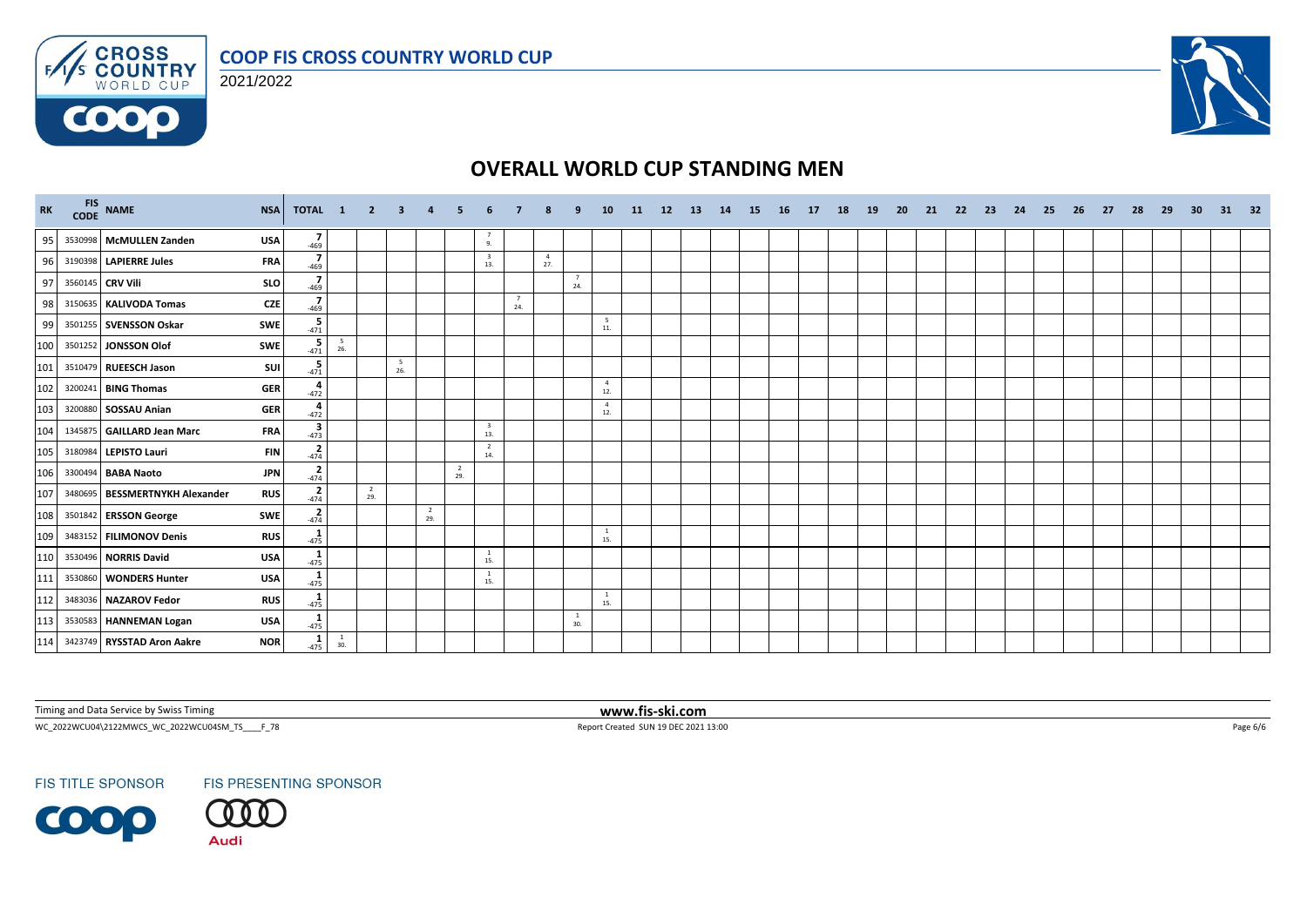# COOP FIS CROSS COUNTRY WORLD CUP

2021/2022

## OVERALL WORLD CUP STANDING MEN

| RK | FIS CODE | NAME | NSA | TOTAL | 1 | 2 | 3 | 4 | 5 | 6 | 7 | 8 | 9 | 10 | 11 | 12 | 13 | 14 | 15 | 16 | 17 | 18 | 19 | 20 | 21 | 22 | 23 | 24 | 25 | 26 | 27 | 28 | 29 | 30 | 31 | 32 |
|---|---|---|---|---|---|---|---|---|---|---|---|---|---|---|---|---|---|---|---|---|---|---|---|---|---|---|---|---|---|---|---|---|---|---|---|---|
| 95 | 3530998 | McMULLEN Zanden | USA | 7 -469 | | | | | | 7 9. | | | | | | | | | | | | | | | | | | | | | | | | | | |
| 96 | 3190398 | LAPIERRE Jules | FRA | 7 -469 | | | | | | 3 13. | | 4 27. | | | | | | | | | | | | | | | | | | | | | | | | |
| 97 | 3560145 | CRV Vili | SLO | 7 -469 | | | | | | | | | 7 24. | | | | | | | | | | | | | | | | | | | | | | | |
| 98 | 3150635 | KALIVODA Tomas | CZE | 7 -469 | | | | | | | 7 24. | | | | | | | | | | | | | | | | | | | | | | | | | |
| 99 | 3501255 | SVENSSON Oskar | SWE | 5 -471 | | | | | | | | | | 5 11. | | | | | | | | | | | | | | | | | | | | | | |
| 100 | 3501252 | JONSSON Olof | SWE | 5 -471 | 5 26. | | | | | | | | | | | | | | | | | | | | | | | | | | | | | | | |
| 101 | 3510479 | RUEESCH Jason | SUI | 5 -471 | | | 5 26. | | | | | | | | | | | | | | | | | | | | | | | | | | | | | |
| 102 | 3200241 | BING Thomas | GER | 4 -472 | | | | | | | | | | 4 12. | | | | | | | | | | | | | | | | | | | | | | |
| 103 | 3200880 | SOSSAU Anian | GER | 4 -472 | | | | | | | | | | 4 12. | | | | | | | | | | | | | | | | | | | | | | |
| 104 | 1345875 | GAILLARD Jean Marc | FRA | 3 -473 | | | | | | 3 13. | | | | | | | | | | | | | | | | | | | | | | | | | | |
| 105 | 3180984 | LEPISTO Lauri | FIN | 2 -474 | | | | | | 2 14. | | | | | | | | | | | | | | | | | | | | | | | | | | |
| 106 | 3300494 | BABA Naoto | JPN | 2 -474 | | | | | 2 29. | | | | | | | | | | | | | | | | | | | | | | | | | | | |
| 107 | 3480695 | BESSMERTNYKH Alexander | RUS | 2 -474 | | 2 29. | | | | | | | | | | | | | | | | | | | | | | | | | | | | | | |
| 108 | 3501842 | ERSSON George | SWE | 2 -474 | | | | 2 29. | | | | | | | | | | | | | | | | | | | | | | | | | | | | |
| 109 | 3483152 | FILIMONOV Denis | RUS | 1 -475 | | | | | | | | | | 1 15. | | | | | | | | | | | | | | | | | | | | | | |
| 110 | 3530496 | NORRIS David | USA | 1 -475 | | | | | | 1 15. | | | | | | | | | | | | | | | | | | | | | | | | | | |
| 111 | 3530860 | WONDERS Hunter | USA | 1 -475 | | | | | | 1 15. | | | | | | | | | | | | | | | | | | | | | | | | | | |
| 112 | 3483036 | NAZAROV Fedor | RUS | 1 -475 | | | | | | | | | | 1 15. | | | | | | | | | | | | | | | | | | | | | | |
| 113 | 3530583 | HANNEMAN Logan | USA | 1 -475 | | | | | | | | | 1 30. | | | | | | | | | | | | | | | | | | | | | | | |
| 114 | 3423749 | RYSSTAD Aron Aakre | NOR | 1 -475 | 1 30. | | | | | | | | | | | | | | | | | | | | | | | | | | | | | | | |

Timing and Data Service by Swiss Timing

www.fis-ski.com

WC_2022WCU04\2122MWCS_WC_2022WCU04SM_TS____F_78

Report Created SUN 19 DEC 2021 13:00

FIS TITLE SPONSOR

FIS PRESENTING SPONSOR